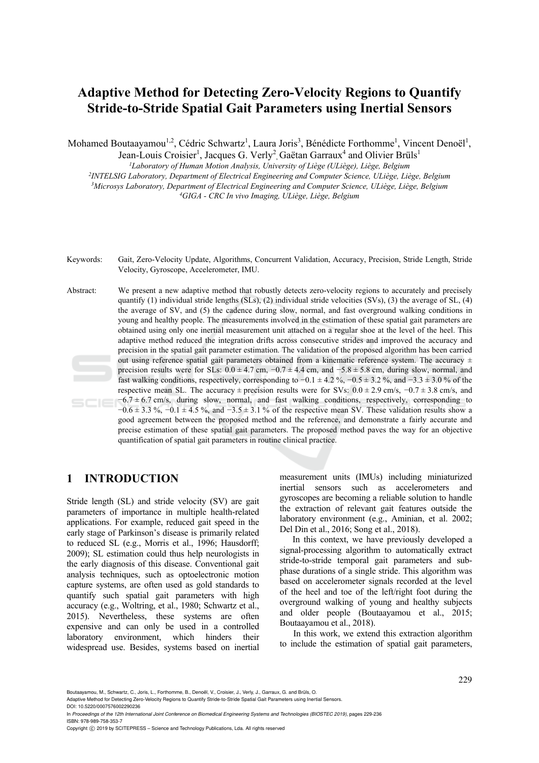# Adaptive Method for Detecting Zero-Velocity Regions to Quantify Stride-to-Stride Spatial Gait Parameters using Inertial Sensors

Mohamed Boutaayamou[1,2], Cédric Schwartz[1], Laura Joris[3], Bénédicte Forthomme[1], Vincent Denoël[1], Jean-Louis Croisier[1], Jacques G. Verly[2], Gaëtan Garraux[4] and Olivier Brüls[1]

[1]*Laboratory of Human Motion Analysis, University of Liège (ULiège), Liège, Belgium*
[2]*INTELSIG Laboratory, Department of Electrical Engineering and Computer Science, ULiège, Liège, Belgium*
[3]*Microsys Laboratory, Department of Electrical Engineering and Computer Science, ULiège, Liège, Belgium*
[4]*GIGA - CRC In vivo Imaging, ULiège, Liège, Belgium*

Keywords: Gait, Zero-Velocity Update, Algorithms, Concurrent Validation, Accuracy, Precision, Stride Length, Stride Velocity, Gyroscope, Accelerometer, IMU.

Abstract: We present a new adaptive method that robustly detects zero-velocity regions to accurately and precisely quantify (1) individual stride lengths (SLs), (2) individual stride velocities (SVs), (3) the average of SL, (4) the average of SV, and (5) the cadence during slow, normal, and fast overground walking conditions in young and healthy people. The measurements involved in the estimation of these spatial gait parameters are obtained using only one inertial measurement unit attached on a regular shoe at the level of the heel. This adaptive method reduced the integration drifts across consecutive strides and improved the accuracy and precision in the spatial gait parameter estimation. The validation of the proposed algorithm has been carried out using reference spatial gait parameters obtained from a kinematic reference system. The accuracy ± precision results were for SLs: $0.0 \pm 4.7$ cm, $-0.7 \pm 4.4$ cm, and $-5.8 \pm 5.8$ cm, during slow, normal, and fast walking conditions, respectively, corresponding to $-0.1 \pm 4.2$ %, $-0.5 \pm 3.2$ %, and $-3.3 \pm 3.0$ % of the respective mean SL. The accuracy ± precision results were for SVs: $0.0 \pm 2.9$ cm/s, $-0.7 \pm 3.8$ cm/s, and $-6.7 \pm 6.7$ cm/s, during slow, normal, and fast walking conditions, respectively, corresponding to $-0.6 \pm 3.3$ %, $-0.1 \pm 4.5$ %, and $-3.5 \pm 3.1$ % of the respective mean SV. These validation results show a good agreement between the proposed method and the reference, and demonstrate a fairly accurate and precise estimation of these spatial gait parameters. The proposed method paves the way for an objective quantification of spatial gait parameters in routine clinical practice.

## 1 INTRODUCTION

Stride length (SL) and stride velocity (SV) are gait parameters of importance in multiple health-related applications. For example, reduced gait speed in the early stage of Parkinson's disease is primarily related to reduced SL (e.g., Morris et al., 1996; Hausdorff; 2009); SL estimation could thus help neurologists in the early diagnosis of this disease. Conventional gait analysis techniques, such as optoelectronic motion capture systems, are often used as gold standards to quantify such spatial gait parameters with high accuracy (e.g., Woltring, et al., 1980; Schwartz et al., 2015). Nevertheless, these systems are often expensive and can only be used in a controlled laboratory environment, which hinders their widespread use. Besides, systems based on inertial measurement units (IMUs) including miniaturized inertial sensors such as accelerometers and gyroscopes are becoming a reliable solution to handle the extraction of relevant gait features outside the laboratory environment (e.g., Aminian, et al. 2002; Del Din et al., 2016; Song et al., 2018).

In this context, we have previously developed a signal-processing algorithm to automatically extract stride-to-stride temporal gait parameters and sub-phase durations of a single stride. This algorithm was based on accelerometer signals recorded at the level of the heel and toe of the left/right foot during the overground walking of young and healthy subjects and older people (Boutaayamou et al., 2015; Boutaayamou et al., 2018).

In this work, we extend this extraction algorithm to include the estimation of spatial gait parameters,

Boutaayamou, M., Schwartz, C., Joris, L., Forthomme, B., Denoël, V., Croisier, J., Verly, J., Garraux, G. and Brüls, O.
Adaptive Method for Detecting Zero-Velocity Regions to Quantify Stride-to-Stride Spatial Gait Parameters using Inertial Sensors.
DOI: 10.5220/0007576002290236
In *Proceedings of the 12th International Joint Conference on Biomedical Engineering Systems and Technologies (BIOSTEC 2019)*, pages 229-236
ISBN: 978-989-758-353-7
Copyright © 2019 by SCITEPRESS – Science and Technology Publications, Lda. All rights reserved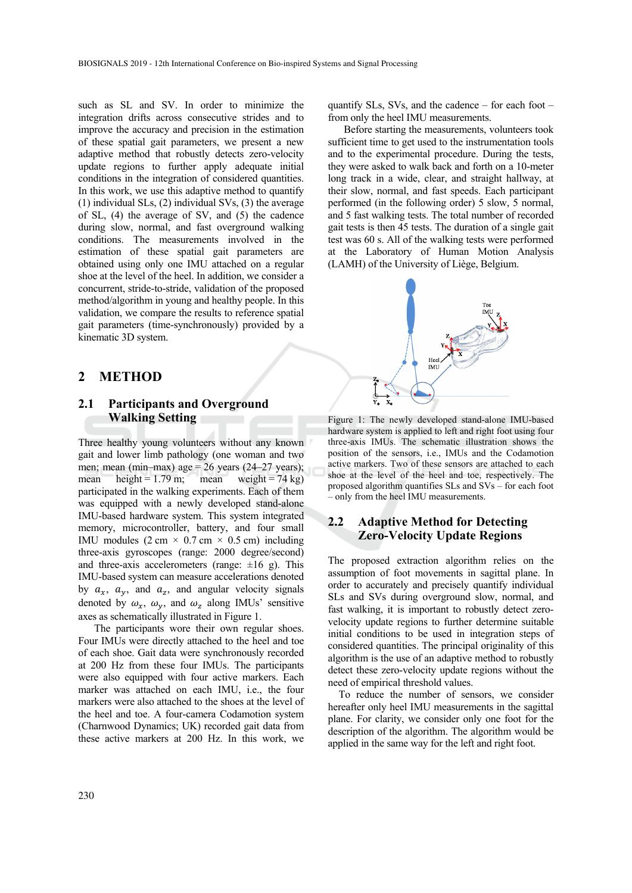such as SL and SV. In order to minimize the integration drifts across consecutive strides and to improve the accuracy and precision in the estimation of these spatial gait parameters, we present a new adaptive method that robustly detects zero-velocity update regions to further apply adequate initial conditions in the integration of considered quantities. In this work, we use this adaptive method to quantify (1) individual SLs, (2) individual SVs, (3) the average of SL, (4) the average of SV, and (5) the cadence during slow, normal, and fast overground walking conditions. The measurements involved in the estimation of these spatial gait parameters are obtained using only one IMU attached on a regular shoe at the level of the heel. In addition, we consider a concurrent, stride-to-stride, validation of the proposed method/algorithm in young and healthy people. In this validation, we compare the results to reference spatial gait parameters (time-synchronously) provided by a kinematic 3D system.

## 2 METHOD

### 2.1 Participants and Overground Walking Setting

Three healthy young volunteers without any known gait and lower limb pathology (one woman and two men; mean (min–max) age = 26 years (24–27 years); mean height = 1.79 m; mean weight = 74 kg) participated in the walking experiments. Each of them was equipped with a newly developed stand-alone IMU-based hardware system. This system integrated memory, microcontroller, battery, and four small IMU modules (2 cm × 0.7 cm × 0.5 cm) including three-axis gyroscopes (range: 2000 degree/second) and three-axis accelerometers (range: ±16 g). This IMU-based system can measure accelerations denoted by $a_x$, $a_y$, and $a_z$, and angular velocity signals denoted by $\omega_x$, $\omega_y$, and $\omega_z$ along IMUs' sensitive axes as schematically illustrated in Figure 1.

The participants wore their own regular shoes. Four IMUs were directly attached to the heel and toe of each shoe. Gait data were synchronously recorded at 200 Hz from these four IMUs. The participants were also equipped with four active markers. Each marker was attached on each IMU, i.e., the four markers were also attached to the shoes at the level of the heel and toe. A four-camera Codamotion system (Charnwood Dynamics; UK) recorded gait data from these active markers at 200 Hz. In this work, we quantify SLs, SVs, and the cadence – for each foot – from only the heel IMU measurements.

Before starting the measurements, volunteers took sufficient time to get used to the instrumentation tools and to the experimental procedure. During the tests, they were asked to walk back and forth on a 10-meter long track in a wide, clear, and straight hallway, at their slow, normal, and fast speeds. Each participant performed (in the following order) 5 slow, 5 normal, and 5 fast walking tests. The total number of recorded gait tests is then 45 tests. The duration of a single gait test was 60 s. All of the walking tests were performed at the Laboratory of Human Motion Analysis (LAMH) of the University of Liège, Belgium.

Figure 1: The newly developed stand-alone IMU-based hardware system is applied to left and right foot using four three-axis IMUs. The schematic illustration shows the position of the sensors, i.e., IMUs and the Codamotion active markers. Two of these sensors are attached to each shoe at the level of the heel and toe, respectively. The proposed algorithm quantifies SLs and SVs – for each foot – only from the heel IMU measurements.

### 2.2 Adaptive Method for Detecting Zero-Velocity Update Regions

The proposed extraction algorithm relies on the assumption of foot movements in sagittal plane. In order to accurately and precisely quantify individual SLs and SVs during overground slow, normal, and fast walking, it is important to robustly detect zero-velocity update regions to further obtain suitable initial conditions to be used in integration steps of considered quantities. The principal originality of this algorithm is the use of an adaptive method to robustly detect these zero-velocity update regions without the need of empirical threshold values.

To reduce the number of sensors, we consider hereafter only heel IMU measurements in the sagittal plane. For clarity, we consider only one foot for the description of the algorithm. The algorithm would be applied in the same way for the left and right foot.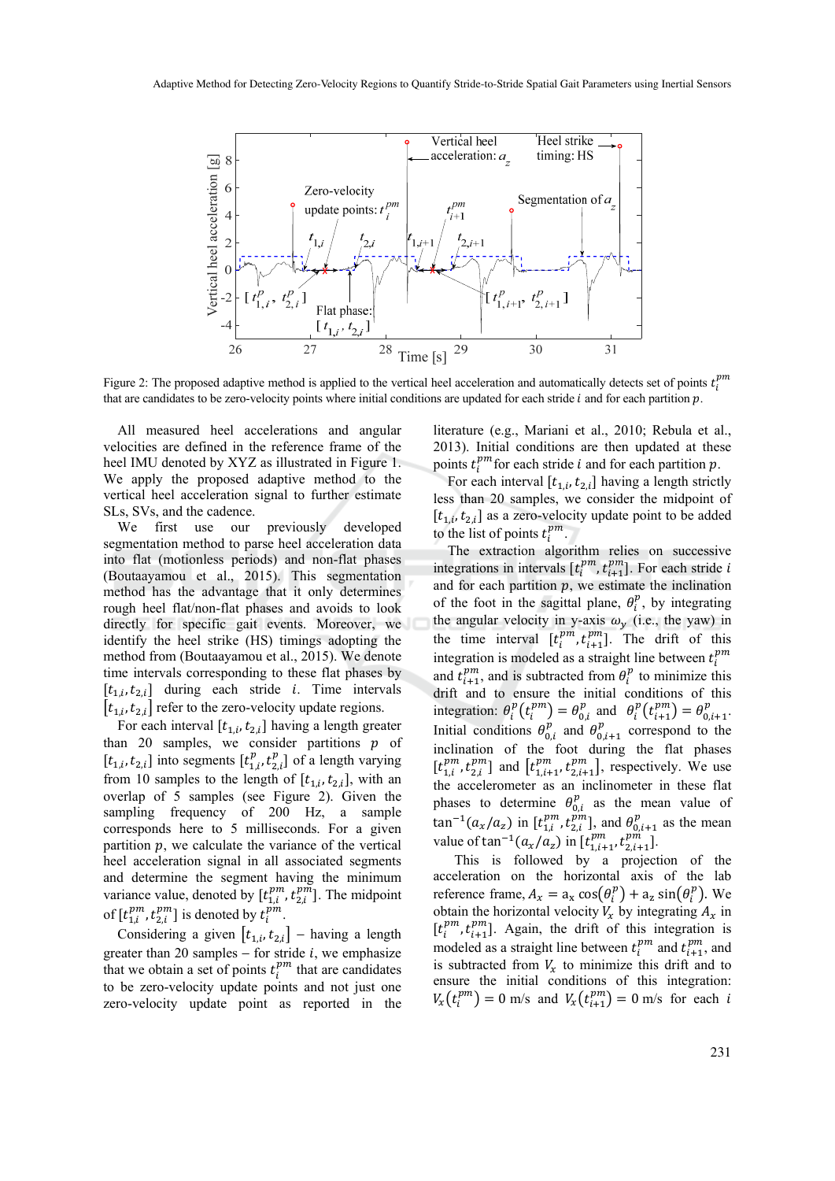Figure 2: The proposed adaptive method is applied to the vertical heel acceleration and automatically detects set of points $t_i^{pm}$ that are candidates to be zero-velocity points where initial conditions are updated for each stride $i$ and for each partition $p$.

All measured heel accelerations and angular velocities are defined in the reference frame of the heel IMU denoted by XYZ as illustrated in Figure 1. We apply the proposed adaptive method to the vertical heel acceleration signal to further estimate SLs, SVs, and the cadence.

We first use our previously developed segmentation method to parse heel acceleration data into flat (motionless periods) and non-flat phases (Boutaayamou et al., 2015). This segmentation method has the advantage that it only determines rough heel flat/non-flat phases and avoids to look directly for specific gait events. Moreover, we identify the heel strike (HS) timings adopting the method from (Boutaayamou et al., 2015). We denote time intervals corresponding to these flat phases by $[t_{1,i}, t_{2,i}]$ during each stride $i$. Time intervals $[t_{1,i}, t_{2,i}]$ refer to the zero-velocity update regions.

For each interval $[t_{1,i}, t_{2,i}]$ having a length greater than 20 samples, we consider partitions $p$ of $[t_{1,i}, t_{2,i}]$ into segments $[t_{1,i}^p, t_{2,i}^p]$ of a length varying from 10 samples to the length of $[t_{1,i}, t_{2,i}]$, with an overlap of 5 samples (see Figure 2). Given the sampling frequency of 200 Hz, a sample corresponds here to 5 milliseconds. For a given partition $p$, we calculate the variance of the vertical heel acceleration signal in all associated segments and determine the segment having the minimum variance value, denoted by $[t_{1,i}^{pm}, t_{2,i}^{pm}]$. The midpoint of $[t_{1,i}^{pm}, t_{2,i}^{pm}]$ is denoted by $t_i^{pm}$.

Considering a given $[t_{1,i}, t_{2,i}]$ – having a length greater than 20 samples – for stride $i$, we emphasize that we obtain a set of points $t_i^{pm}$ that are candidates to be zero-velocity update points and not just one zero-velocity update point as reported in the literature (e.g., Mariani et al., 2010; Rebula et al., 2013). Initial conditions are then updated at these points $t_i^{pm}$ for each stride $i$ and for each partition $p$.

For each interval $[t_{1,i}, t_{2,i}]$ having a length strictly less than 20 samples, we consider the midpoint of $[t_{1,i}, t_{2,i}]$ as a zero-velocity update point to be added to the list of points $t_i^{pm}$.

The extraction algorithm relies on successive integrations in intervals $[t_i^{pm}, t_{i+1}^{pm}]$. For each stride $i$ and for each partition $p$, we estimate the inclination of the foot in the sagittal plane, $\theta_i^p$, by integrating the angular velocity in y-axis $\omega_y$ (i.e., the yaw) in the time interval $[t_i^{pm}, t_{i+1}^{pm}]$. The drift of this integration is modeled as a straight line between $t_i^{pm}$ and $t_{i+1}^{pm}$, and is subtracted from $\theta_i^p$ to minimize this drift and to ensure the initial conditions of this integration: $\theta_i^p(t_i^{pm}) = \theta_{0,i}^p$ and $\theta_i^p(t_{i+1}^{pm}) = \theta_{0,i+1}^p$. Initial conditions $\theta_{0,i}^p$ and $\theta_{0,i+1}^p$ correspond to the inclination of the foot during the flat phases $[t_{1,i}^{pm}, t_{2,i}^{pm}]$ and $[t_{1,i+1}^{pm}, t_{2,i+1}^{pm}]$, respectively. We use the accelerometer as an inclinometer in these flat phases to determine $\theta_{0,i}^p$ as the mean value of $\tan^{-1}(a_x/a_z)$ in $[t_{1,i}^{pm}, t_{2,i}^{pm}]$, and $\theta_{0,i+1}^p$ as the mean value of $\tan^{-1}(a_x/a_z)$ in $[t_{1,i+1}^{pm}, t_{2,i+1}^{pm}]$.

This is followed by a projection of the acceleration on the horizontal axis of the lab reference frame, $A_x = a_x \cos(\theta_i^p) + a_z \sin(\theta_i^p)$. We obtain the horizontal velocity $V_x$ by integrating $A_x$ in $[t_i^{pm}, t_{i+1}^{pm}]$. Again, the drift of this integration is modeled as a straight line between $t_i^{pm}$ and $t_{i+1}^{pm}$, and is subtracted from $V_x$ to minimize this drift and to ensure the initial conditions of this integration: $V_x(t_i^{pm}) = 0$ m/s and $V_x(t_{i+1}^{pm}) = 0$ m/s for each $i$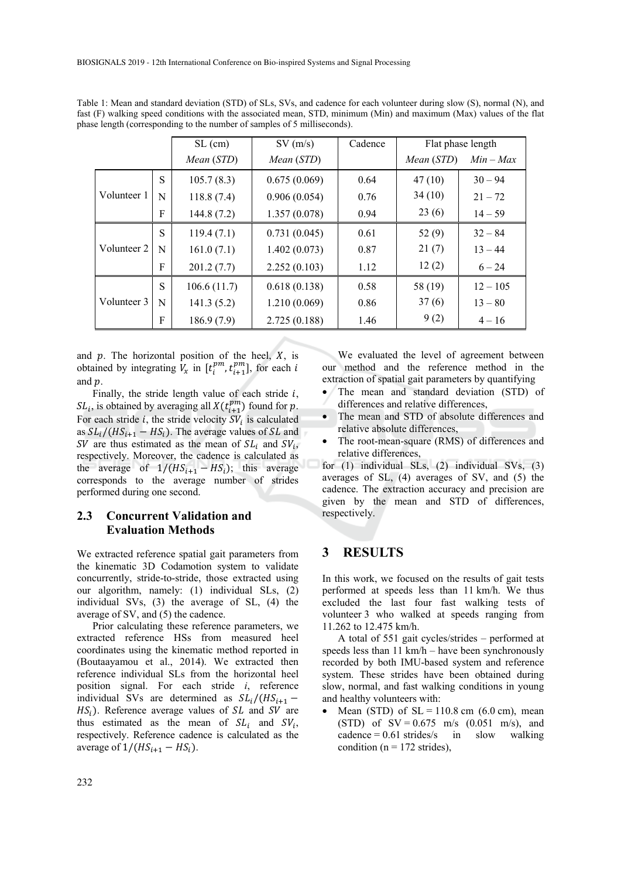Table 1: Mean and standard deviation (STD) of SLs, SVs, and cadence for each volunteer during slow (S), normal (N), and fast (F) walking speed conditions with the associated mean, STD, minimum (Min) and maximum (Max) values of the flat phase length (corresponding to the number of samples of 5 milliseconds).

| | | SL (cm) | SV (m/s) | Cadence | Flat phase length | |
|---|---|---|---|---|---|---|
| | | *Mean* (*STD*) | *Mean* (*STD*) | | *Mean* (*STD*) | *Min – Max* |
| Volunteer 1 | S | 105.7 (8.3) | 0.675 (0.069) | 0.64 | 47 (10) | 30 – 94 |
| | N | 118.8 (7.4) | 0.906 (0.054) | 0.76 | 34 (10) | 21 – 72 |
| | F | 144.8 (7.2) | 1.357 (0.078) | 0.94 | 23 (6) | 14 – 59 |
| Volunteer 2 | S | 119.4 (7.1) | 0.731 (0.045) | 0.61 | 52 (9) | 32 – 84 |
| | N | 161.0 (7.1) | 1.402 (0.073) | 0.87 | 21 (7) | 13 – 44 |
| | F | 201.2 (7.7) | 2.252 (0.103) | 1.12 | 12 (2) | 6 – 24 |
| Volunteer 3 | S | 106.6 (11.7) | 0.618 (0.138) | 0.58 | 58 (19) | 12 – 105 |
| | N | 141.3 (5.2) | 1.210 (0.069) | 0.86 | 37 (6) | 13 – 80 |
| | F | 186.9 (7.9) | 2.725 (0.188) | 1.46 | 9 (2) | 4 – 16 |

and $p$. The horizontal position of the heel, $X$, is obtained by integrating $V_x$ in $[t_i^{pm}, t_{i+1}^{pm}]$, for each $i$ and $p$.

Finally, the stride length value of each stride $i$, $SL_i$, is obtained by averaging all $X(t_{i+1}^{pm})$ found for $p$. For each stride $i$, the stride velocity $SV_i$ is calculated as $SL_i/(HS_{i+1} - HS_i)$. The average values of $SL$ and $SV$ are thus estimated as the mean of $SL_i$ and $SV_i$, respectively. Moreover, the cadence is calculated as the average of $1/(HS_{i+1} - HS_i)$; this average corresponds to the average number of strides performed during one second.

### 2.3 Concurrent Validation and Evaluation Methods

We extracted reference spatial gait parameters from the kinematic 3D Codamotion system to validate concurrently, stride-to-stride, those extracted using our algorithm, namely: (1) individual SLs, (2) individual SVs, (3) the average of SL, (4) the average of SV, and (5) the cadence.

Prior calculating these reference parameters, we extracted reference HSs from measured heel coordinates using the kinematic method reported in (Boutaayamou et al., 2014). We extracted then reference individual SLs from the horizontal heel position signal. For each stride $i$, reference individual SVs are determined as $SL_i/(HS_{i+1} - HS_i)$. Reference average values of $SL$ and $SV$ are thus estimated as the mean of $SL_i$ and $SV_i$, respectively. Reference cadence is calculated as the average of $1/(HS_{i+1} - HS_i)$.

We evaluated the level of agreement between our method and the reference method in the extraction of spatial gait parameters by quantifying

- The mean and standard deviation (STD) of differences and relative differences,
- The mean and STD of absolute differences and relative absolute differences,
- The root-mean-square (RMS) of differences and relative differences,

for (1) individual SLs, (2) individual SVs, (3) averages of SL, (4) averages of SV, and (5) the cadence. The extraction accuracy and precision are given by the mean and STD of differences, respectively.

## 3 RESULTS

In this work, we focused on the results of gait tests performed at speeds less than 11 km/h. We thus excluded the last four fast walking tests of volunteer 3 who walked at speeds ranging from 11.262 to 12.475 km/h.

A total of 551 gait cycles/strides – performed at speeds less than 11 km/h – have been synchronously recorded by both IMU-based system and reference system. These strides have been obtained during slow, normal, and fast walking conditions in young and healthy volunteers with:

- Mean (STD) of SL = 110.8 cm (6.0 cm), mean (STD) of SV = 0.675 m/s (0.051 m/s), and cadence = 0.61 strides/s in slow walking condition (n = 172 strides),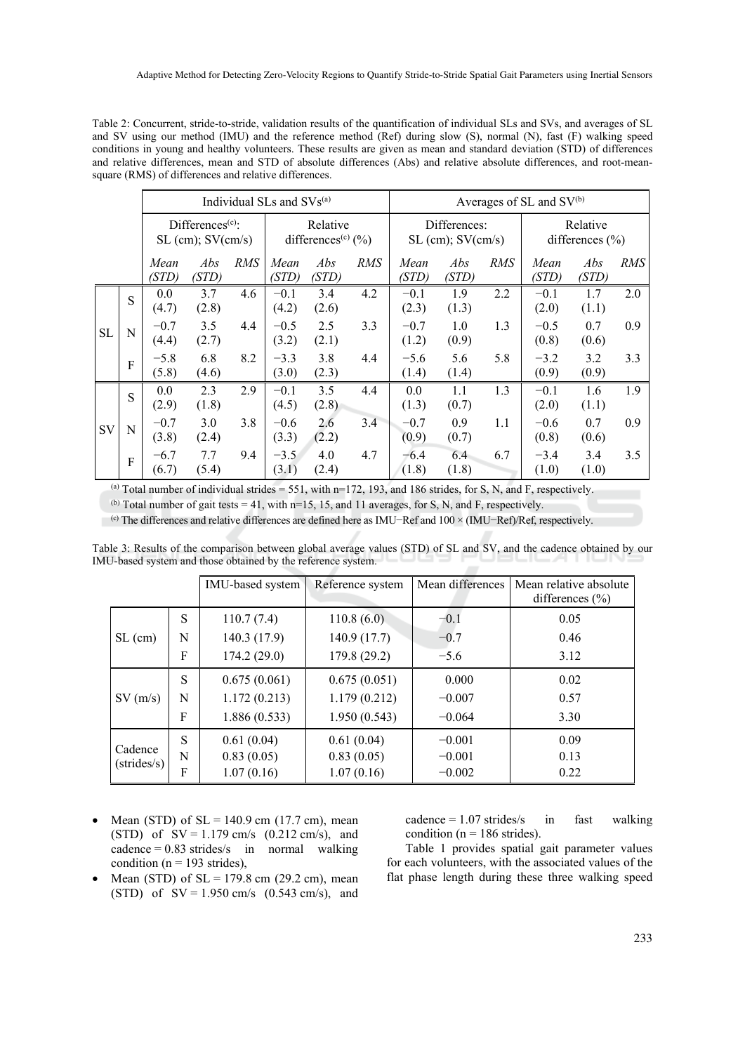Table 2: Concurrent, stride-to-stride, validation results of the quantification of individual SLs and SVs, and averages of SL and SV using our method (IMU) and the reference method (Ref) during slow (S), normal (N), fast (F) walking speed conditions in young and healthy volunteers. These results are given as mean and standard deviation (STD) of differences and relative differences, mean and STD of absolute differences (Abs) and relative absolute differences, and root-mean-square (RMS) of differences and relative differences.

| | | Individual SLs and SVs[(a)] | | | | | | Averages of SL and SV[(b)] | | | | | |
|---|---|---|---|---|---|---|---|---|---|---|---|---|---|
| | | Differences[(c)]: SL (cm); SV(cm/s) | | | Relative differences[(c)] (%) | | | Differences: SL (cm); SV(cm/s) | | | Relative differences (%) | | |
| | | *Mean (STD)* | *Abs (STD)* | *RMS* | *Mean (STD)* | *Abs (STD)* | *RMS* | *Mean (STD)* | *Abs (STD)* | *RMS* | *Mean (STD)* | *Abs (STD)* | *RMS* |
| SL | S | 0.0 (4.7) | 3.7 (2.8) | 4.6 | −0.1 (4.2) | 3.4 (2.6) | 4.2 | −0.1 (2.3) | 1.9 (1.3) | 2.2 | −0.1 (2.0) | 1.7 (1.1) | 2.0 |
| | N | −0.7 (4.4) | 3.5 (2.7) | 4.4 | −0.5 (3.2) | 2.5 (2.1) | 3.3 | −0.7 (1.2) | 1.0 (0.9) | 1.3 | −0.5 (0.8) | 0.7 (0.6) | 0.9 |
| | F | −5.8 (5.8) | 6.8 (4.6) | 8.2 | −3.3 (3.0) | 3.8 (2.3) | 4.4 | −5.6 (1.4) | 5.6 (1.4) | 5.8 | −3.2 (0.9) | 3.2 (0.9) | 3.3 |
| SV | S | 0.0 (2.9) | 2.3 (1.8) | 2.9 | −0.1 (4.5) | 3.5 (2.8) | 4.4 | 0.0 (1.3) | 1.1 (0.7) | 1.3 | −0.1 (2.0) | 1.6 (1.1) | 1.9 |
| | N | −0.7 (3.8) | 3.0 (2.4) | 3.8 | −0.6 (3.3) | 2.6 (2.2) | 3.4 | −0.7 (0.9) | 0.9 (0.7) | 1.1 | −0.6 (0.8) | 0.7 (0.6) | 0.9 |
| | F | −6.7 (6.7) | 7.7 (5.4) | 9.4 | −3.5 (3.1) | 4.0 (2.4) | 4.7 | −6.4 (1.8) | 6.4 (1.8) | 6.7 | −3.4 (1.0) | 3.4 (1.0) | 3.5 |

[(a)] Total number of individual strides = 551, with n=172, 193, and 186 strides, for S, N, and F, respectively.

[(b)] Total number of gait tests = 41, with n=15, 15, and 11 averages, for S, N, and F, respectively.

[(c)] The differences and relative differences are defined here as IMU−Ref and 100 × (IMU−Ref)/Ref, respectively.

Table 3: Results of the comparison between global average values (STD) of SL and SV, and the cadence obtained by our IMU-based system and those obtained by the reference system.

| | | IMU-based system | Reference system | Mean differences | Mean relative absolute differences (%) |
|---|---|---|---|---|---|
| SL (cm) | S | 110.7 (7.4) | 110.8 (6.0) | −0.1 | 0.05 |
| | N | 140.3 (17.9) | 140.9 (17.7) | −0.7 | 0.46 |
| | F | 174.2 (29.0) | 179.8 (29.2) | −5.6 | 3.12 |
| SV (m/s) | S | 0.675 (0.061) | 0.675 (0.051) | 0.000 | 0.02 |
| | N | 1.172 (0.213) | 1.179 (0.212) | −0.007 | 0.57 |
| | F | 1.886 (0.533) | 1.950 (0.543) | −0.064 | 3.30 |
| Cadence (strides/s) | S | 0.61 (0.04) | 0.61 (0.04) | −0.001 | 0.09 |
| | N | 0.83 (0.05) | 0.83 (0.05) | −0.001 | 0.13 |
| | F | 1.07 (0.16) | 1.07 (0.16) | −0.002 | 0.22 |

- Mean (STD) of SL = 140.9 cm (17.7 cm), mean (STD) of SV = 1.179 cm/s (0.212 cm/s), and cadence = 0.83 strides/s in normal walking condition (n = 193 strides),
- Mean (STD) of SL = 179.8 cm (29.2 cm), mean (STD) of SV = 1.950 cm/s (0.543 cm/s), and cadence = 1.07 strides/s in fast walking condition (n = 186 strides).

Table 1 provides spatial gait parameter values for each volunteers, with the associated values of the flat phase length during these three walking speed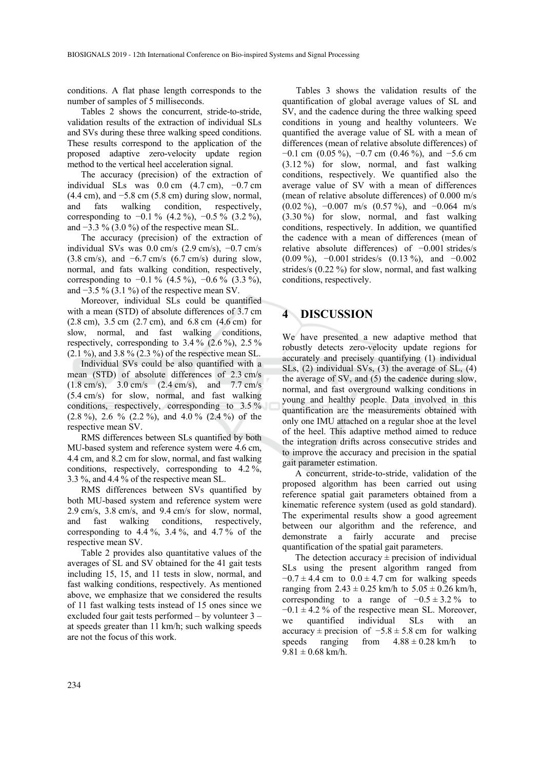conditions. A flat phase length corresponds to the number of samples of 5 milliseconds.

Tables 2 shows the concurrent, stride-to-stride, validation results of the extraction of individual SLs and SVs during these three walking speed conditions. These results correspond to the application of the proposed adaptive zero-velocity update region method to the vertical heel acceleration signal.

The accuracy (precision) of the extraction of individual SLs was 0.0 cm (4.7 cm), −0.7 cm (4.4 cm), and −5.8 cm (5.8 cm) during slow, normal, and fats walking condition, respectively, corresponding to −0.1 % (4.2 %), −0.5 % (3.2 %), and −3.3 % (3.0 %) of the respective mean SL.

The accuracy (precision) of the extraction of individual SVs was 0.0 cm/s (2.9 cm/s), −0.7 cm/s (3.8 cm/s), and −6.7 cm/s (6.7 cm/s) during slow, normal, and fats walking condition, respectively, corresponding to −0.1 % (4.5 %), −0.6 % (3.3 %), and −3.5 % (3.1 %) of the respective mean SV.

Moreover, individual SLs could be quantified with a mean (STD) of absolute differences of 3.7 cm (2.8 cm), 3.5 cm (2.7 cm), and 6.8 cm (4.6 cm) for slow, normal, and fast walking conditions, respectively, corresponding to 3.4 % (2.6 %), 2.5 % (2.1 %), and 3.8 % (2.3 %) of the respective mean SL.

Individual SVs could be also quantified with a mean (STD) of absolute differences of 2.3 cm/s (1.8 cm/s), 3.0 cm/s (2.4 cm/s), and 7.7 cm/s (5.4 cm/s) for slow, normal, and fast walking conditions, respectively, corresponding to 3.5 % (2.8 %), 2.6 % (2.2 %), and 4.0 % (2.4 %) of the respective mean SV.

RMS differences between SLs quantified by both MU-based system and reference system were 4.6 cm, 4.4 cm, and 8.2 cm for slow, normal, and fast walking conditions, respectively, corresponding to 4.2 %, 3.3 %, and 4.4 % of the respective mean SL.

RMS differences between SVs quantified by both MU-based system and reference system were 2.9 cm/s, 3.8 cm/s, and 9.4 cm/s for slow, normal, and fast walking conditions, respectively, corresponding to 4.4 %, 3.4 %, and 4.7 % of the respective mean SV.

Table 2 provides also quantitative values of the averages of SL and SV obtained for the 41 gait tests including 15, 15, and 11 tests in slow, normal, and fast walking conditions, respectively. As mentioned above, we emphasize that we considered the results of 11 fast walking tests instead of 15 ones since we excluded four gait tests performed – by volunteer 3 – at speeds greater than 11 km/h; such walking speeds are not the focus of this work.

Tables 3 shows the validation results of the quantification of global average values of SL and SV, and the cadence during the three walking speed conditions in young and healthy volunteers. We quantified the average value of SL with a mean of differences (mean of relative absolute differences) of −0.1 cm (0.05 %), −0.7 cm (0.46 %), and −5.6 cm (3.12 %) for slow, normal, and fast walking conditions, respectively. We quantified also the average value of SV with a mean of differences (mean of relative absolute differences) of 0.000 m/s (0.02 %), −0.007 m/s (0.57 %), and −0.064 m/s (3.30 %) for slow, normal, and fast walking conditions, respectively. In addition, we quantified the cadence with a mean of differences (mean of relative absolute differences) of −0.001 strides/s (0.09 %), −0.001 strides/s (0.13 %), and −0.002 strides/s (0.22 %) for slow, normal, and fast walking conditions, respectively.

# 4 DISCUSSION

We have presented a new adaptive method that robustly detects zero-velocity update regions for accurately and precisely quantifying (1) individual SLs, (2) individual SVs, (3) the average of SL, (4) the average of SV, and (5) the cadence during slow, normal, and fast overground walking conditions in young and healthy people. Data involved in this quantification are the measurements obtained with only one IMU attached on a regular shoe at the level of the heel. This adaptive method aimed to reduce the integration drifts across consecutive strides and to improve the accuracy and precision in the spatial gait parameter estimation.

A concurrent, stride-to-stride, validation of the proposed algorithm has been carried out using reference spatial gait parameters obtained from a kinematic reference system (used as gold standard). The experimental results show a good agreement between our algorithm and the reference, and demonstrate a fairly accurate and precise quantification of the spatial gait parameters.

The detection accuracy ± precision of individual SLs using the present algorithm ranged from −0.7 ± 4.4 cm to 0.0 ± 4.7 cm for walking speeds ranging from 2.43 ± 0.25 km/h to 5.05 ± 0.26 km/h, corresponding to a range of −0.5 ± 3.2 % to −0.1 ± 4.2 % of the respective mean SL. Moreover, we quantified individual SLs with an accuracy ± precision of −5.8 ± 5.8 cm for walking speeds ranging from 4.88 ± 0.28 km/h to 9.81 ± 0.68 km/h.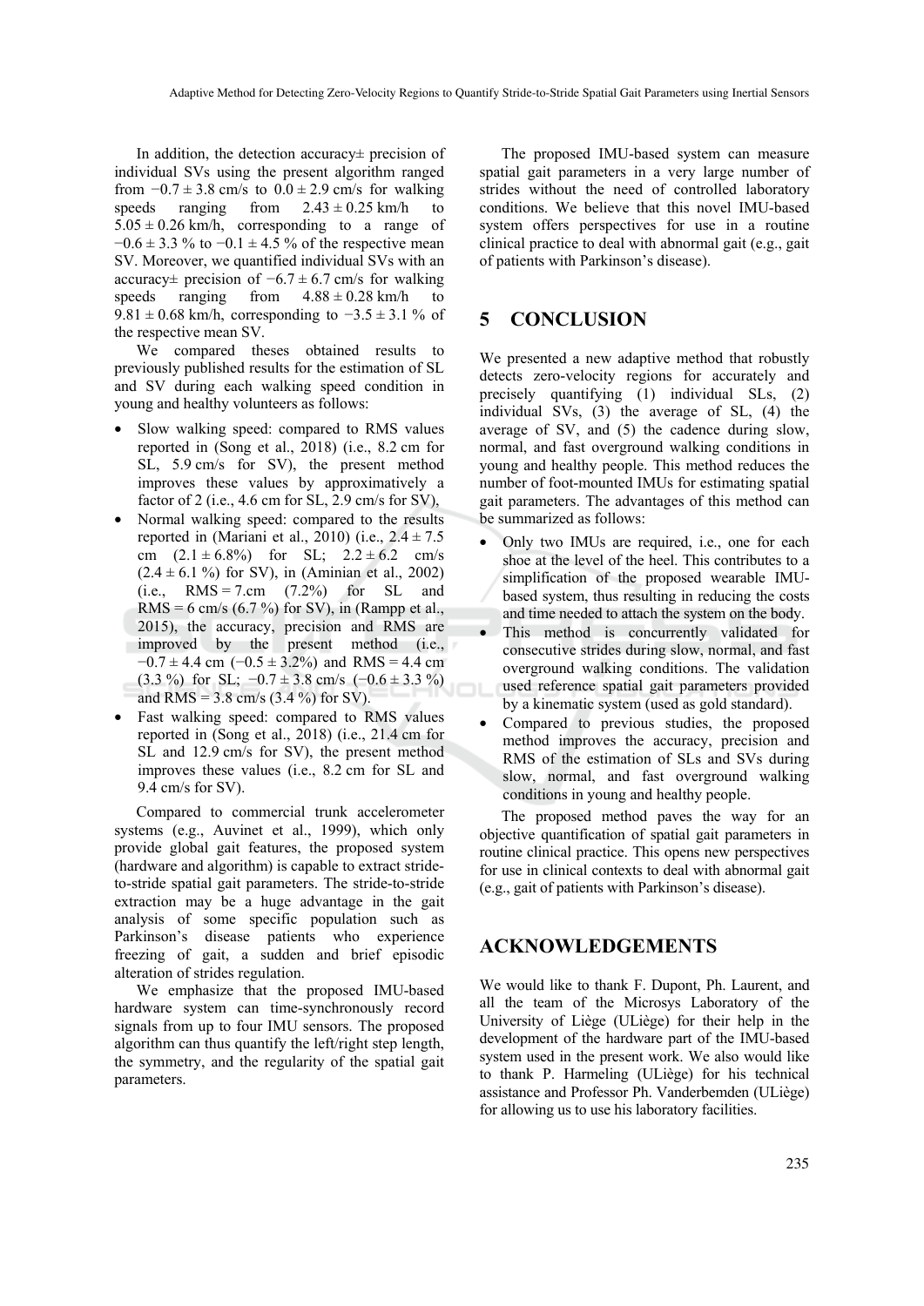In addition, the detection accuracy± precision of individual SVs using the present algorithm ranged from $-0.7 \pm 3.8$ cm/s to $0.0 \pm 2.9$ cm/s for walking speeds ranging from $2.43 \pm 0.25$ km/h to $5.05 \pm 0.26$ km/h, corresponding to a range of $-0.6 \pm 3.3$ % to $-0.1 \pm 4.5$ % of the respective mean SV. Moreover, we quantified individual SVs with an accuracy± precision of $-6.7 \pm 6.7$ cm/s for walking speeds ranging from $4.88 \pm 0.28$ km/h to $9.81 \pm 0.68$ km/h, corresponding to $-3.5 \pm 3.1$ % of the respective mean SV.

We compared theses obtained results to previously published results for the estimation of SL and SV during each walking speed condition in young and healthy volunteers as follows:

- Slow walking speed: compared to RMS values reported in (Song et al., 2018) (i.e., 8.2 cm for SL, 5.9 cm/s for SV), the present method improves these values by approximatively a factor of 2 (i.e., 4.6 cm for SL, 2.9 cm/s for SV),
- Normal walking speed: compared to the results reported in (Mariani et al., 2010) (i.e., $2.4 \pm 7.5$ cm ($2.1 \pm 6.8$%) for SL; $2.2 \pm 6.2$ cm/s ($2.4 \pm 6.1$ %) for SV), in (Aminian et al., 2002) (i.e., RMS = 7.cm (7.2%) for SL and RMS = 6 cm/s (6.7 %) for SV), in (Rampp et al., 2015), the accuracy, precision and RMS are improved by the present method (i.e., $-0.7 \pm 4.4$ cm ($-0.5 \pm 3.2$%) and RMS = 4.4 cm (3.3 %) for SL; $-0.7 \pm 3.8$ cm/s ($-0.6 \pm 3.3$ %) and RMS = 3.8 cm/s (3.4 %) for SV).
- Fast walking speed: compared to RMS values reported in (Song et al., 2018) (i.e., 21.4 cm for SL and 12.9 cm/s for SV), the present method improves these values (i.e., 8.2 cm for SL and 9.4 cm/s for SV).

Compared to commercial trunk accelerometer systems (e.g., Auvinet et al., 1999), which only provide global gait features, the proposed system (hardware and algorithm) is capable to extract stride-to-stride spatial gait parameters. The stride-to-stride extraction may be a huge advantage in the gait analysis of some specific population such as Parkinson's disease patients who experience freezing of gait, a sudden and brief episodic alteration of strides regulation.

We emphasize that the proposed IMU-based hardware system can time-synchronously record signals from up to four IMU sensors. The proposed algorithm can thus quantify the left/right step length, the symmetry, and the regularity of the spatial gait parameters.

The proposed IMU-based system can measure spatial gait parameters in a very large number of strides without the need of controlled laboratory conditions. We believe that this novel IMU-based system offers perspectives for use in a routine clinical practice to deal with abnormal gait (e.g., gait of patients with Parkinson's disease).

## 5 CONCLUSION

We presented a new adaptive method that robustly detects zero-velocity regions for accurately and precisely quantifying (1) individual SLs, (2) individual SVs, (3) the average of SL, (4) the average of SV, and (5) the cadence during slow, normal, and fast overground walking conditions in young and healthy people. This method reduces the number of foot-mounted IMUs for estimating spatial gait parameters. The advantages of this method can be summarized as follows:

- Only two IMUs are required, i.e., one for each shoe at the level of the heel. This contributes to a simplification of the proposed wearable IMU-based system, thus resulting in reducing the costs and time needed to attach the system on the body.
- This method is concurrently validated for consecutive strides during slow, normal, and fast overground walking conditions. The validation used reference spatial gait parameters provided by a kinematic system (used as gold standard).
- Compared to previous studies, the proposed method improves the accuracy, precision and RMS of the estimation of SLs and SVs during slow, normal, and fast overground walking conditions in young and healthy people.

The proposed method paves the way for an objective quantification of spatial gait parameters in routine clinical practice. This opens new perspectives for use in clinical contexts to deal with abnormal gait (e.g., gait of patients with Parkinson's disease).

## ACKNOWLEDGEMENTS

We would like to thank F. Dupont, Ph. Laurent, and all the team of the Microsys Laboratory of the University of Liège (ULiège) for their help in the development of the hardware part of the IMU-based system used in the present work. We also would like to thank P. Harmeling (ULiège) for his technical assistance and Professor Ph. Vanderbemden (ULiège) for allowing us to use his laboratory facilities.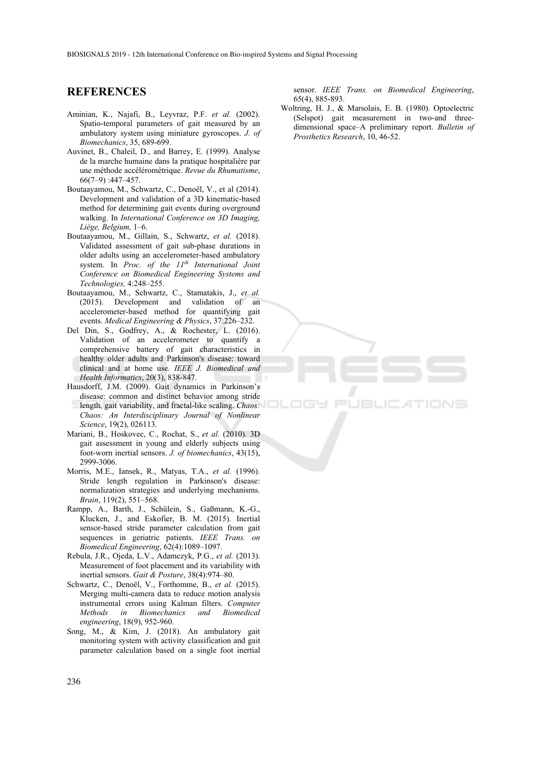## REFERENCES

Aminian, K., Najafi, B., Leyvraz, P.F. *et al.* (2002). Spatio-temporal parameters of gait measured by an ambulatory system using miniature gyroscopes. *J. of Biomechanics*, 35, 689-699.

Auvinet, B., Chaleil, D., and Barrey, E. (1999). Analyse de la marche humaine dans la pratique hospitalière par une méthode accélérométrique. *Revue du Rhumatisme*, 66(7–9) :447–457.

Boutaayamou, M., Schwartz, C., Denoël, V., et al (2014). Development and validation of a 3D kinematic-based method for determining gait events during overground walking. In *International Conference on 3D Imaging, Liège, Belgium,* 1–6.

Boutaayamou, M., Gillain, S., Schwartz, *et al.* (2018). Validated assessment of gait sub-phase durations in older adults using an accelerometer-based ambulatory system. In *Proc. of the 11th International Joint Conference on Biomedical Engineering Systems and Technologies,* 4:248–255.

Boutaayamou, M., Schwartz, C., Stamatakis, J., *et al.* (2015). Development and validation of an accelerometer-based method for quantifying gait events. *Medical Engineering & Physics*, 37:226–232.

Del Din, S., Godfrey, A., & Rochester, L. (2016). Validation of an accelerometer to quantify a comprehensive battery of gait characteristics in healthy older adults and Parkinson's disease: toward clinical and at home use. *IEEE J. Biomedical and Health Informatics*, 20(3), 838-847.

Hausdorff, J.M. (2009). Gait dynamics in Parkinson's disease: common and distinct behavior among stride length, gait variability, and fractal-like scaling. *Chaos: Chaos: An Interdisciplinary Journal of Nonlinear Science*, 19(2), 026113.

Mariani, B., Hoskovec, C., Rochat, S., *et al.* (2010). 3D gait assessment in young and elderly subjects using foot-worn inertial sensors. *J. of biomechanics*, 43(15), 2999-3006.

Morris, M.E., Iansek, R., Matyas, T.A., *et al.* (1996). Stride length regulation in Parkinson's disease: normalization strategies and underlying mechanisms. *Brain*, 119(2), 551–568.

Rampp, A., Barth, J., Schülein, S., Gaßmann, K.-G., Klucken, J., and Eskofier, B. M. (2015). Inertial sensor-based stride parameter calculation from gait sequences in geriatric patients. *IEEE Trans. on Biomedical Engineering*, 62(4):1089–1097.

Rebula, J.R., Ojeda, L.V., Adamczyk, P.G., *et al.* (2013). Measurement of foot placement and its variability with inertial sensors. *Gait & Posture*, 38(4):974–80.

Schwartz, C., Denoël, V., Forthomme, B., *et al.* (2015). Merging multi-camera data to reduce motion analysis instrumental errors using Kalman filters. *Computer Methods in Biomechanics and Biomedical engineering*, 18(9), 952-960.

Song, M., & Kim, J. (2018). An ambulatory gait monitoring system with activity classification and gait parameter calculation based on a single foot inertial sensor. *IEEE Trans. on Biomedical Engineering*, 65(4), 885-893.

Woltring, H. J., & Marsolais, E. B. (1980). Optoelectric (Selspot) gait measurement in two-and three-dimensional space–A preliminary report. *Bulletin of Prosthetics Research*, 10, 46-52.